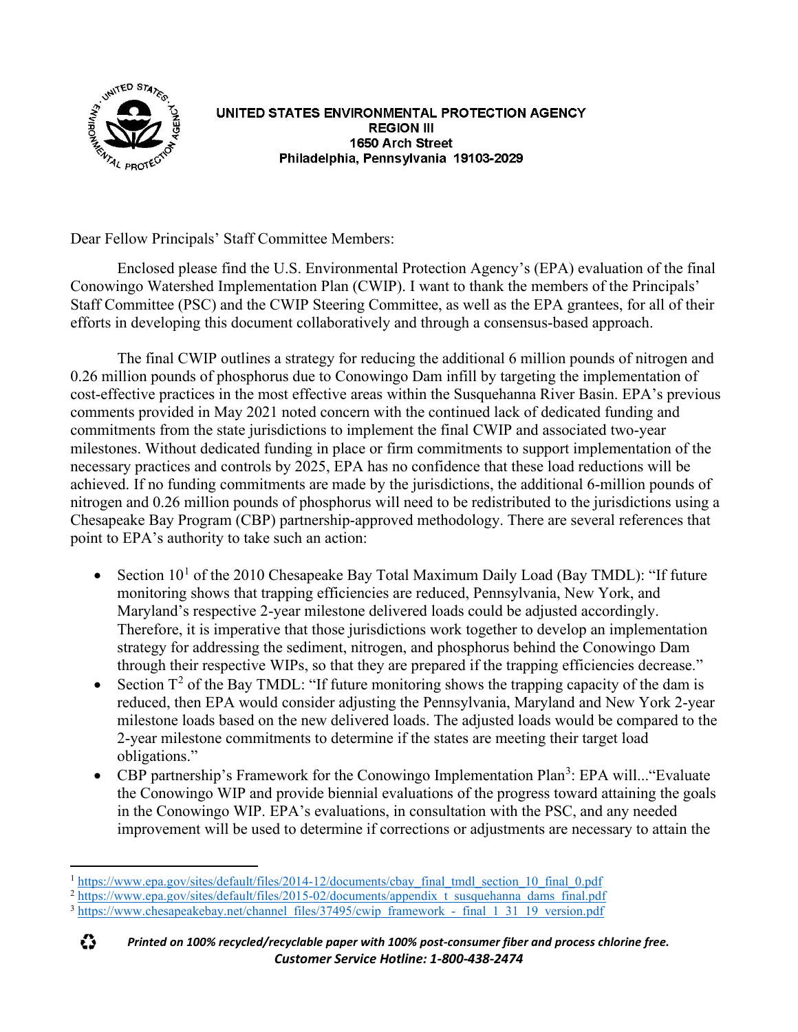**UNITED STATES ENVIRONMENTAL PROTECTION AGENCY**
**REGION III**
**1650 Arch Street**
**Philadelphia, Pennsylvania 19103-2029**

Dear Fellow Principals' Staff Committee Members:

Enclosed please find the U.S. Environmental Protection Agency's (EPA) evaluation of the final Conowingo Watershed Implementation Plan (CWIP). I want to thank the members of the Principals' Staff Committee (PSC) and the CWIP Steering Committee, as well as the EPA grantees, for all of their efforts in developing this document collaboratively and through a consensus-based approach.

The final CWIP outlines a strategy for reducing the additional 6 million pounds of nitrogen and 0.26 million pounds of phosphorus due to Conowingo Dam infill by targeting the implementation of cost-effective practices in the most effective areas within the Susquehanna River Basin. EPA's previous comments provided in May 2021 noted concern with the continued lack of dedicated funding and commitments from the state jurisdictions to implement the final CWIP and associated two-year milestones. Without dedicated funding in place or firm commitments to support implementation of the necessary practices and controls by 2025, EPA has no confidence that these load reductions will be achieved. If no funding commitments are made by the jurisdictions, the additional 6-million pounds of nitrogen and 0.26 million pounds of phosphorus will need to be redistributed to the jurisdictions using a Chesapeake Bay Program (CBP) partnership-approved methodology. There are several references that point to EPA's authority to take such an action:

- Section 10[1] of the 2010 Chesapeake Bay Total Maximum Daily Load (Bay TMDL): "If future monitoring shows that trapping efficiencies are reduced, Pennsylvania, New York, and Maryland's respective 2-year milestone delivered loads could be adjusted accordingly. Therefore, it is imperative that those jurisdictions work together to develop an implementation strategy for addressing the sediment, nitrogen, and phosphorus behind the Conowingo Dam through their respective WIPs, so that they are prepared if the trapping efficiencies decrease."
- Section T[2] of the Bay TMDL: "If future monitoring shows the trapping capacity of the dam is reduced, then EPA would consider adjusting the Pennsylvania, Maryland and New York 2-year milestone loads based on the new delivered loads. The adjusted loads would be compared to the 2-year milestone commitments to determine if the states are meeting their target load obligations."
- CBP partnership's Framework for the Conowingo Implementation Plan[3]: EPA will..."Evaluate the Conowingo WIP and provide biennial evaluations of the progress toward attaining the goals in the Conowingo WIP. EPA's evaluations, in consultation with the PSC, and any needed improvement will be used to determine if corrections or adjustments are necessary to attain the

[1] https://www.epa.gov/sites/default/files/2014-12/documents/cbay_final_tmdl_section_10_final_0.pdf
[2] https://www.epa.gov/sites/default/files/2015-02/documents/appendix_t_susquehanna_dams_final.pdf
[3] https://www.chesapeakebay.net/channel_files/37495/cwip_framework_-_final_1_31_19_version.pdf

*Printed on 100% recycled/recyclable paper with 100% post-consumer fiber and process chlorine free.*
*Customer Service Hotline: 1-800-438-2474*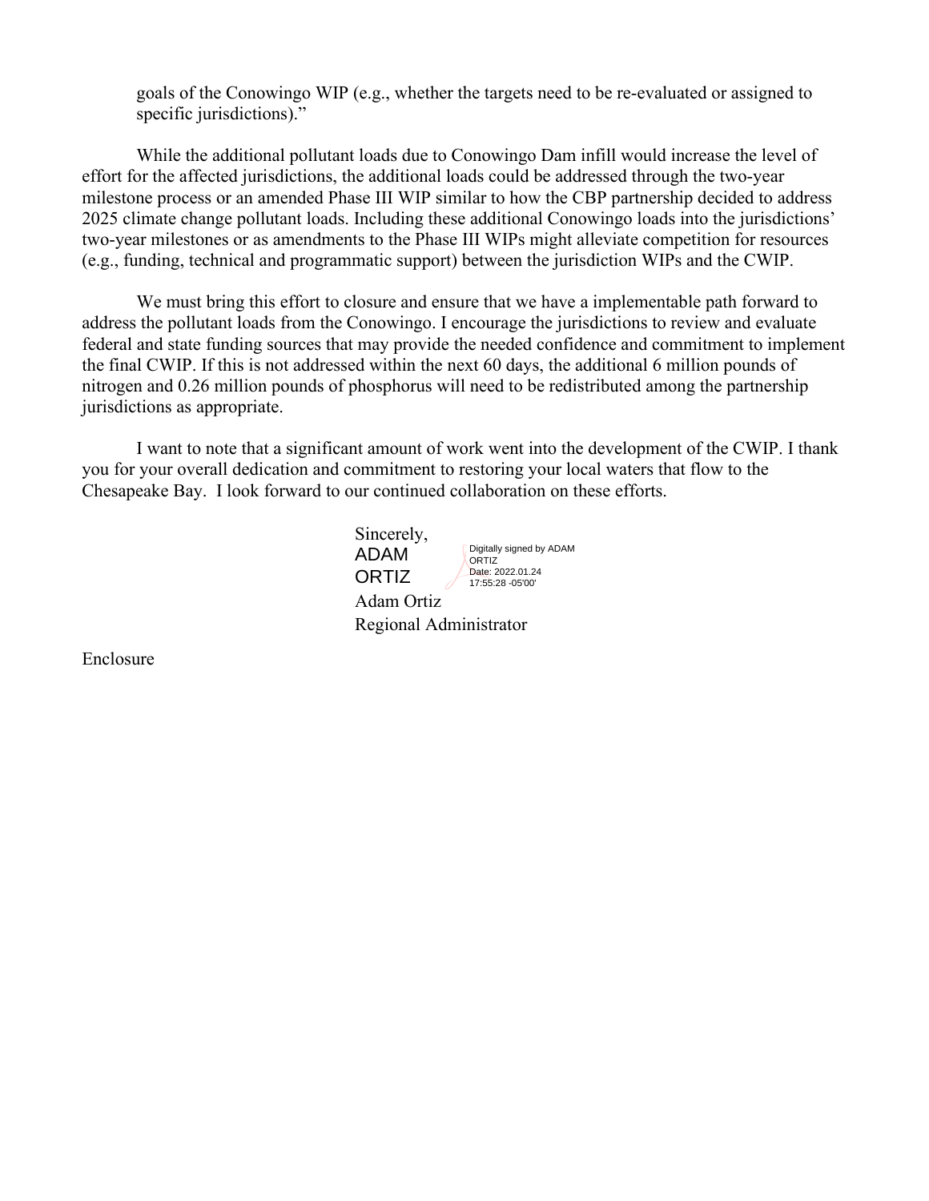goals of the Conowingo WIP (e.g., whether the targets need to be re-evaluated or assigned to specific jurisdictions)."

While the additional pollutant loads due to Conowingo Dam infill would increase the level of effort for the affected jurisdictions, the additional loads could be addressed through the two-year milestone process or an amended Phase III WIP similar to how the CBP partnership decided to address 2025 climate change pollutant loads. Including these additional Conowingo loads into the jurisdictions' two-year milestones or as amendments to the Phase III WIPs might alleviate competition for resources (e.g., funding, technical and programmatic support) between the jurisdiction WIPs and the CWIP.

We must bring this effort to closure and ensure that we have a implementable path forward to address the pollutant loads from the Conowingo. I encourage the jurisdictions to review and evaluate federal and state funding sources that may provide the needed confidence and commitment to implement the final CWIP. If this is not addressed within the next 60 days, the additional 6 million pounds of nitrogen and 0.26 million pounds of phosphorus will need to be redistributed among the partnership jurisdictions as appropriate.

I want to note that a significant amount of work went into the development of the CWIP. I thank you for your overall dedication and commitment to restoring your local waters that flow to the Chesapeake Bay. I look forward to our continued collaboration on these efforts.

Sincerely,

ADAM ORTIZ

Digitally signed by ADAM ORTIZ
Date: 2022.01.24 17:55:28 -05'00'

Adam Ortiz
Regional Administrator

Enclosure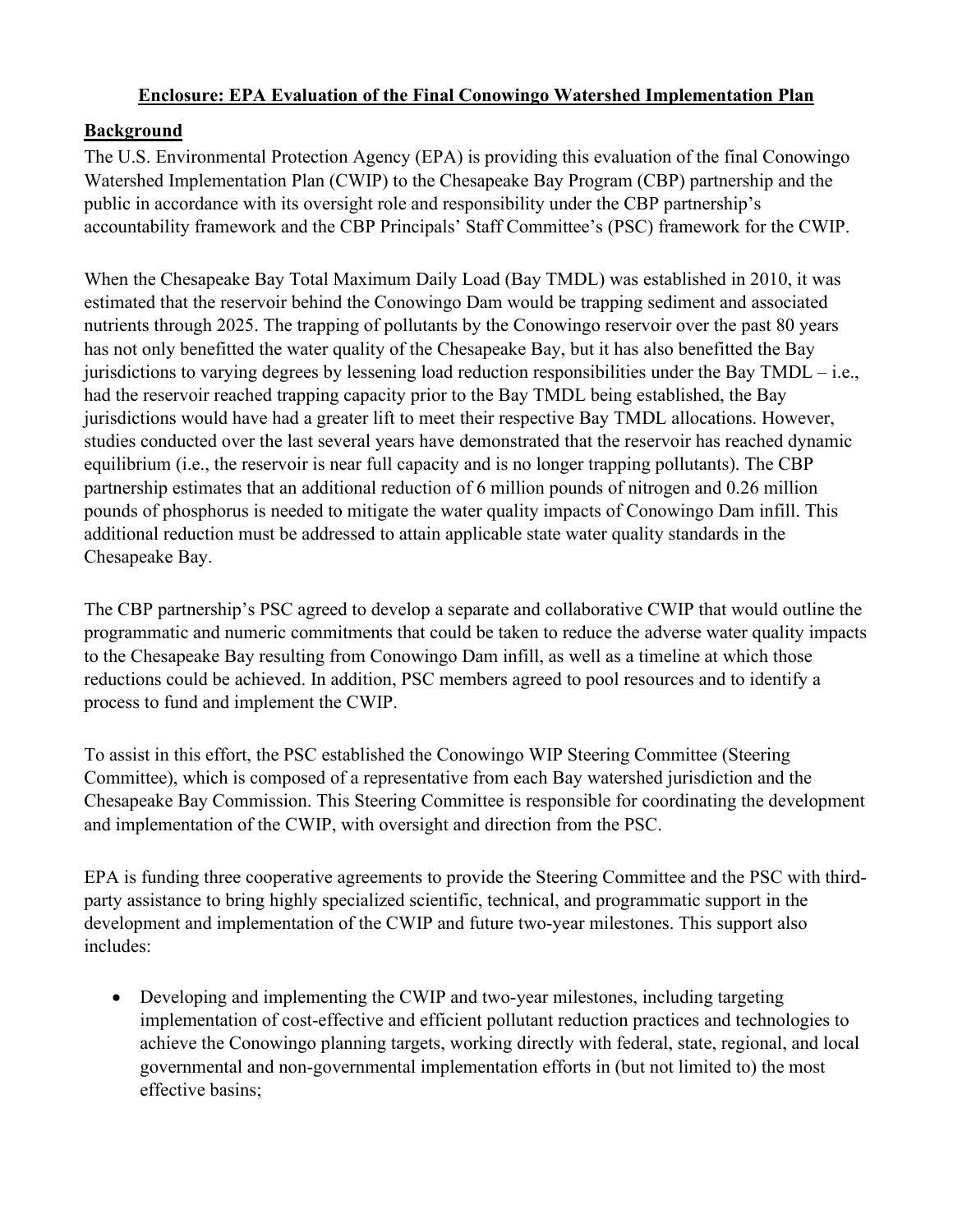## **Enclosure: EPA Evaluation of the Final Conowingo Watershed Implementation Plan**

### **Background**

The U.S. Environmental Protection Agency (EPA) is providing this evaluation of the final Conowingo Watershed Implementation Plan (CWIP) to the Chesapeake Bay Program (CBP) partnership and the public in accordance with its oversight role and responsibility under the CBP partnership's accountability framework and the CBP Principals' Staff Committee's (PSC) framework for the CWIP.

When the Chesapeake Bay Total Maximum Daily Load (Bay TMDL) was established in 2010, it was estimated that the reservoir behind the Conowingo Dam would be trapping sediment and associated nutrients through 2025. The trapping of pollutants by the Conowingo reservoir over the past 80 years has not only benefitted the water quality of the Chesapeake Bay, but it has also benefitted the Bay jurisdictions to varying degrees by lessening load reduction responsibilities under the Bay TMDL – i.e., had the reservoir reached trapping capacity prior to the Bay TMDL being established, the Bay jurisdictions would have had a greater lift to meet their respective Bay TMDL allocations. However, studies conducted over the last several years have demonstrated that the reservoir has reached dynamic equilibrium (i.e., the reservoir is near full capacity and is no longer trapping pollutants). The CBP partnership estimates that an additional reduction of 6 million pounds of nitrogen and 0.26 million pounds of phosphorus is needed to mitigate the water quality impacts of Conowingo Dam infill. This additional reduction must be addressed to attain applicable state water quality standards in the Chesapeake Bay.

The CBP partnership's PSC agreed to develop a separate and collaborative CWIP that would outline the programmatic and numeric commitments that could be taken to reduce the adverse water quality impacts to the Chesapeake Bay resulting from Conowingo Dam infill, as well as a timeline at which those reductions could be achieved. In addition, PSC members agreed to pool resources and to identify a process to fund and implement the CWIP.

To assist in this effort, the PSC established the Conowingo WIP Steering Committee (Steering Committee), which is composed of a representative from each Bay watershed jurisdiction and the Chesapeake Bay Commission. This Steering Committee is responsible for coordinating the development and implementation of the CWIP, with oversight and direction from the PSC.

EPA is funding three cooperative agreements to provide the Steering Committee and the PSC with third-party assistance to bring highly specialized scientific, technical, and programmatic support in the development and implementation of the CWIP and future two-year milestones. This support also includes:

- Developing and implementing the CWIP and two-year milestones, including targeting implementation of cost-effective and efficient pollutant reduction practices and technologies to achieve the Conowingo planning targets, working directly with federal, state, regional, and local governmental and non-governmental implementation efforts in (but not limited to) the most effective basins;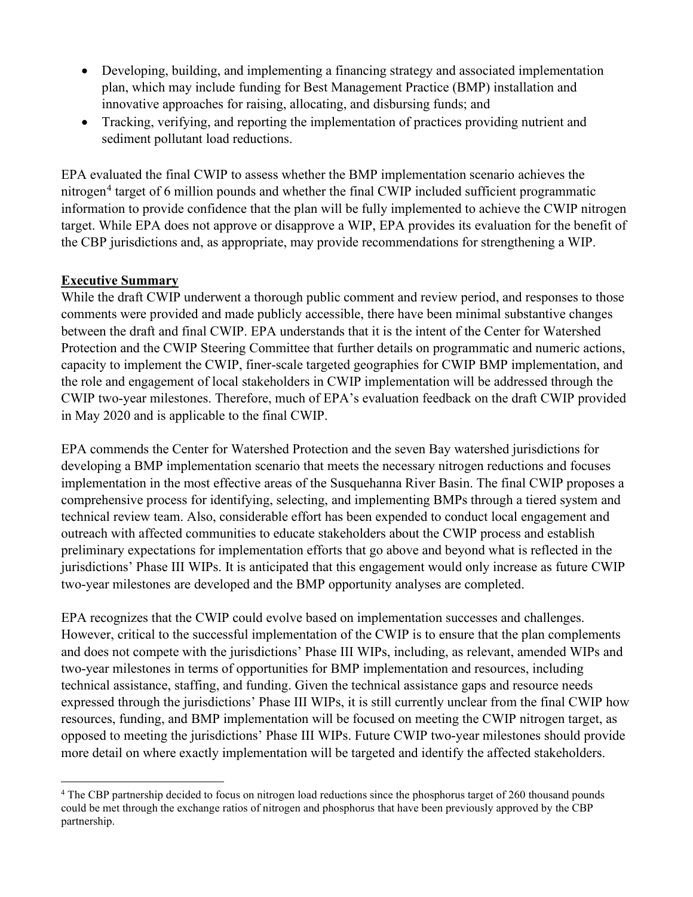- Developing, building, and implementing a financing strategy and associated implementation plan, which may include funding for Best Management Practice (BMP) installation and innovative approaches for raising, allocating, and disbursing funds; and
- Tracking, verifying, and reporting the implementation of practices providing nutrient and sediment pollutant load reductions.

EPA evaluated the final CWIP to assess whether the BMP implementation scenario achieves the nitrogen[4] target of 6 million pounds and whether the final CWIP included sufficient programmatic information to provide confidence that the plan will be fully implemented to achieve the CWIP nitrogen target. While EPA does not approve or disapprove a WIP, EPA provides its evaluation for the benefit of the CBP jurisdictions and, as appropriate, may provide recommendations for strengthening a WIP.

## Executive Summary

While the draft CWIP underwent a thorough public comment and review period, and responses to those comments were provided and made publicly accessible, there have been minimal substantive changes between the draft and final CWIP. EPA understands that it is the intent of the Center for Watershed Protection and the CWIP Steering Committee that further details on programmatic and numeric actions, capacity to implement the CWIP, finer-scale targeted geographies for CWIP BMP implementation, and the role and engagement of local stakeholders in CWIP implementation will be addressed through the CWIP two-year milestones. Therefore, much of EPA's evaluation feedback on the draft CWIP provided in May 2020 and is applicable to the final CWIP.

EPA commends the Center for Watershed Protection and the seven Bay watershed jurisdictions for developing a BMP implementation scenario that meets the necessary nitrogen reductions and focuses implementation in the most effective areas of the Susquehanna River Basin. The final CWIP proposes a comprehensive process for identifying, selecting, and implementing BMPs through a tiered system and technical review team. Also, considerable effort has been expended to conduct local engagement and outreach with affected communities to educate stakeholders about the CWIP process and establish preliminary expectations for implementation efforts that go above and beyond what is reflected in the jurisdictions' Phase III WIPs. It is anticipated that this engagement would only increase as future CWIP two-year milestones are developed and the BMP opportunity analyses are completed.

EPA recognizes that the CWIP could evolve based on implementation successes and challenges. However, critical to the successful implementation of the CWIP is to ensure that the plan complements and does not compete with the jurisdictions' Phase III WIPs, including, as relevant, amended WIPs and two-year milestones in terms of opportunities for BMP implementation and resources, including technical assistance, staffing, and funding. Given the technical assistance gaps and resource needs expressed through the jurisdictions' Phase III WIPs, it is still currently unclear from the final CWIP how resources, funding, and BMP implementation will be focused on meeting the CWIP nitrogen target, as opposed to meeting the jurisdictions' Phase III WIPs. Future CWIP two-year milestones should provide more detail on where exactly implementation will be targeted and identify the affected stakeholders.

[4] The CBP partnership decided to focus on nitrogen load reductions since the phosphorus target of 260 thousand pounds could be met through the exchange ratios of nitrogen and phosphorus that have been previously approved by the CBP partnership.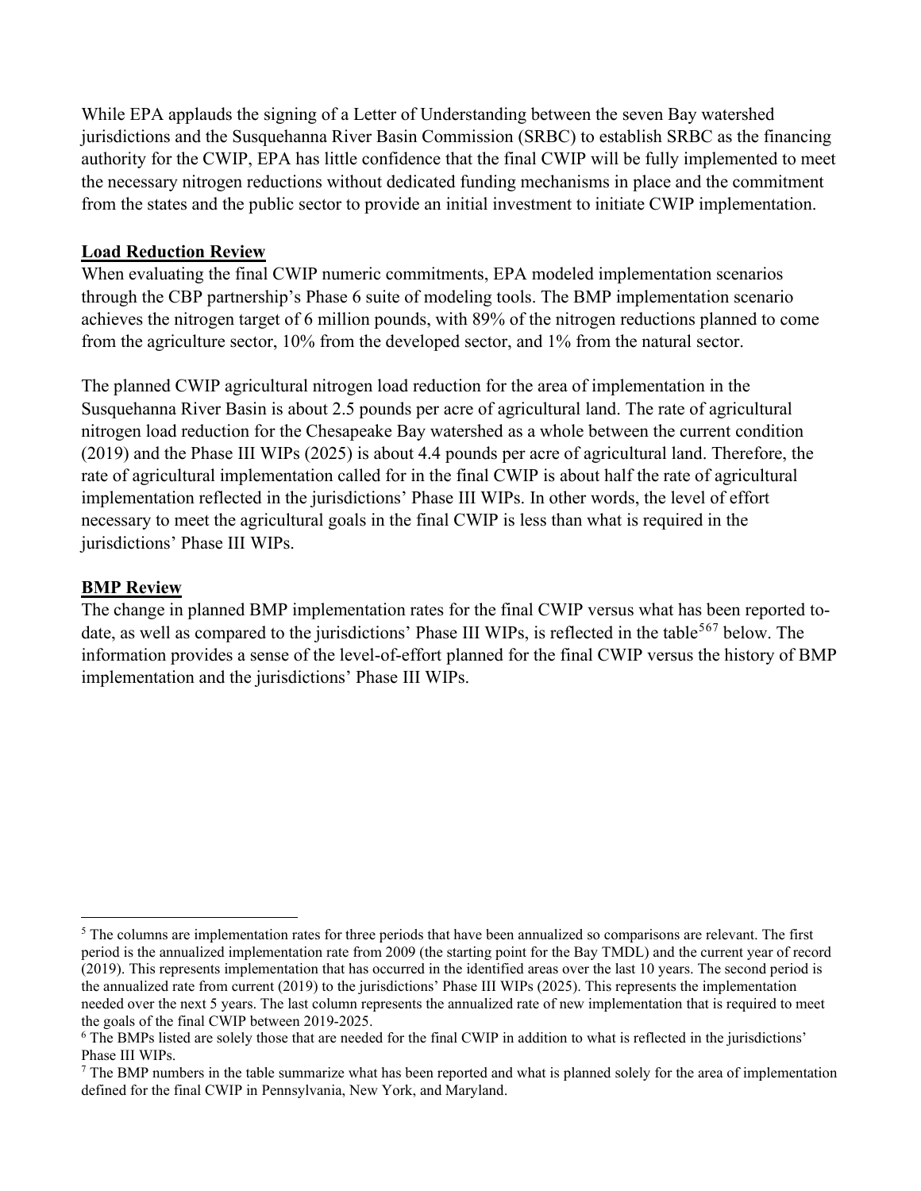While EPA applauds the signing of a Letter of Understanding between the seven Bay watershed jurisdictions and the Susquehanna River Basin Commission (SRBC) to establish SRBC as the financing authority for the CWIP, EPA has little confidence that the final CWIP will be fully implemented to meet the necessary nitrogen reductions without dedicated funding mechanisms in place and the commitment from the states and the public sector to provide an initial investment to initiate CWIP implementation.

**Load Reduction Review**

When evaluating the final CWIP numeric commitments, EPA modeled implementation scenarios through the CBP partnership's Phase 6 suite of modeling tools. The BMP implementation scenario achieves the nitrogen target of 6 million pounds, with 89% of the nitrogen reductions planned to come from the agriculture sector, 10% from the developed sector, and 1% from the natural sector.

The planned CWIP agricultural nitrogen load reduction for the area of implementation in the Susquehanna River Basin is about 2.5 pounds per acre of agricultural land. The rate of agricultural nitrogen load reduction for the Chesapeake Bay watershed as a whole between the current condition (2019) and the Phase III WIPs (2025) is about 4.4 pounds per acre of agricultural land. Therefore, the rate of agricultural implementation called for in the final CWIP is about half the rate of agricultural implementation reflected in the jurisdictions' Phase III WIPs. In other words, the level of effort necessary to meet the agricultural goals in the final CWIP is less than what is required in the jurisdictions' Phase III WIPs.

**BMP Review**

The change in planned BMP implementation rates for the final CWIP versus what has been reported to-date, as well as compared to the jurisdictions' Phase III WIPs, is reflected in the table[5][6][7] below. The information provides a sense of the level-of-effort planned for the final CWIP versus the history of BMP implementation and the jurisdictions' Phase III WIPs.

[5] The columns are implementation rates for three periods that have been annualized so comparisons are relevant. The first period is the annualized implementation rate from 2009 (the starting point for the Bay TMDL) and the current year of record (2019). This represents implementation that has occurred in the identified areas over the last 10 years. The second period is the annualized rate from current (2019) to the jurisdictions' Phase III WIPs (2025). This represents the implementation needed over the next 5 years. The last column represents the annualized rate of new implementation that is required to meet the goals of the final CWIP between 2019-2025.

[6] The BMPs listed are solely those that are needed for the final CWIP in addition to what is reflected in the jurisdictions' Phase III WIPs.

[7] The BMP numbers in the table summarize what has been reported and what is planned solely for the area of implementation defined for the final CWIP in Pennsylvania, New York, and Maryland.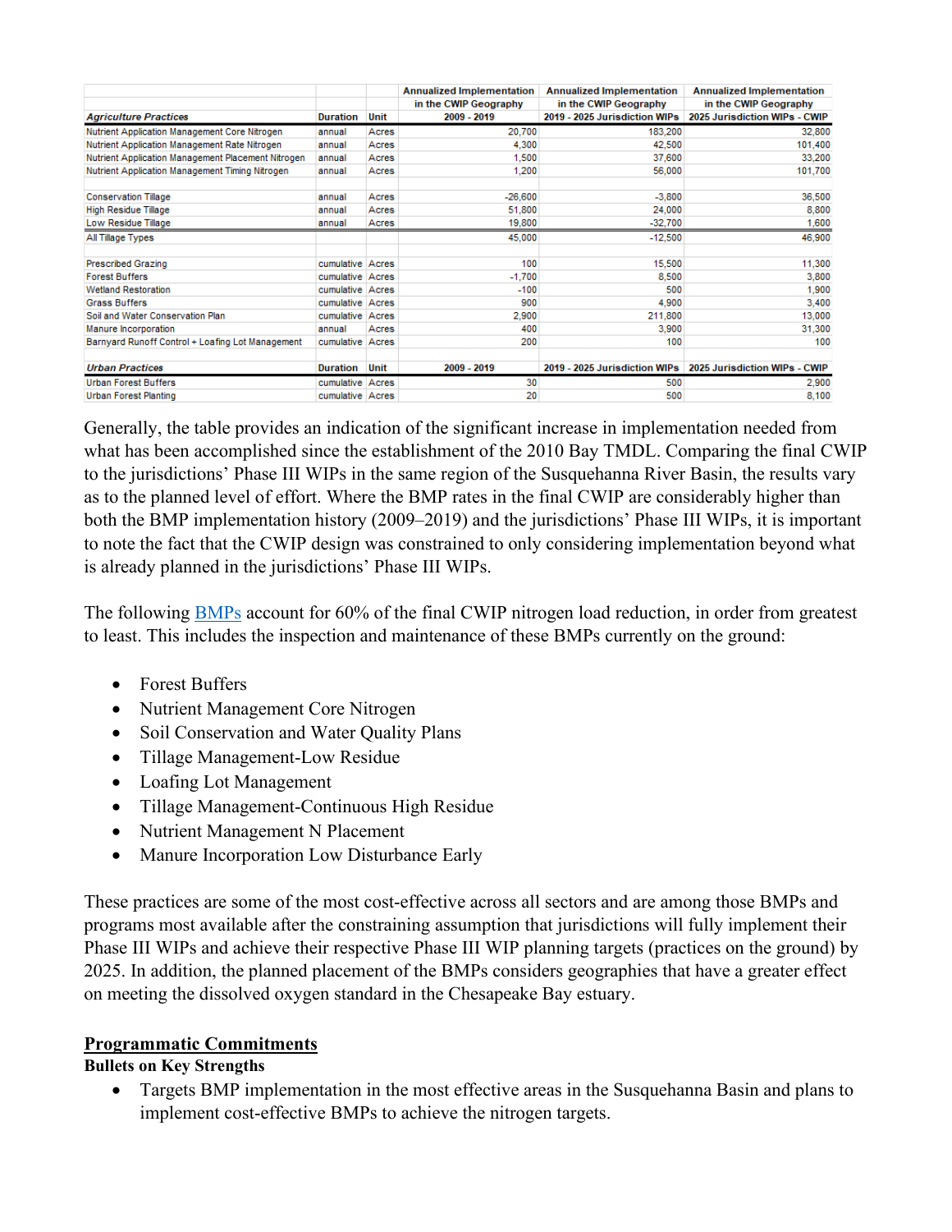| Agriculture Practices | Duration | Unit | Annualized Implementation in the CWIP Geography 2009 - 2019 | Annualized Implementation in the CWIP Geography 2019 - 2025 Jurisdiction WIPs | Annualized Implementation in the CWIP Geography 2025 Jurisdiction WIPs - CWIP |
|---|---|---|---|---|---|
| Nutrient Application Management Core Nitrogen | annual | Acres | 20,700 | 183,200 | 32,800 |
| Nutrient Application Management Rate Nitrogen | annual | Acres | 4,300 | 42,500 | 101,400 |
| Nutrient Application Management Placement Nitrogen | annual | Acres | 1,500 | 37,600 | 33,200 |
| Nutrient Application Management Timing Nitrogen | annual | Acres | 1,200 | 56,000 | 101,700 |
| | | | | | |
| Conservation Tillage | annual | Acres | -26,600 | -3,800 | 36,500 |
| High Residue Tillage | annual | Acres | 51,800 | 24,000 | 8,800 |
| Low Residue Tillage | annual | Acres | 19,800 | -32,700 | 1,600 |
| All Tillage Types | | | 45,000 | -12,500 | 46,900 |
| | | | | | |
| Prescribed Grazing | cumulative | Acres | 100 | 15,500 | 11,300 |
| Forest Buffers | cumulative | Acres | -1,700 | 8,500 | 3,800 |
| Wetland Restoration | cumulative | Acres | -100 | 500 | 1,900 |
| Grass Buffers | cumulative | Acres | 900 | 4,900 | 3,400 |
| Soil and Water Conservation Plan | cumulative | Acres | 2,900 | 211,800 | 13,000 |
| Manure Incorporation | annual | Acres | 400 | 3,900 | 31,300 |
| Barnyard Runoff Control + Loafing Lot Management | cumulative | Acres | 200 | 100 | 100 |
| | | | | | |
| **Urban Practices** | **Duration** | **Unit** | **2009 - 2019** | **2019 - 2025 Jurisdiction WIPs** | **2025 Jurisdiction WIPs - CWIP** |
| Urban Forest Buffers | cumulative | Acres | 30 | 500 | 2,900 |
| Urban Forest Planting | cumulative | Acres | 20 | 500 | 8,100 |

Generally, the table provides an indication of the significant increase in implementation needed from what has been accomplished since the establishment of the 2010 Bay TMDL. Comparing the final CWIP to the jurisdictions' Phase III WIPs in the same region of the Susquehanna River Basin, the results vary as to the planned level of effort. Where the BMP rates in the final CWIP are considerably higher than both the BMP implementation history (2009–2019) and the jurisdictions' Phase III WIPs, it is important to note the fact that the CWIP design was constrained to only considering implementation beyond what is already planned in the jurisdictions' Phase III WIPs.

The following BMPs account for 60% of the final CWIP nitrogen load reduction, in order from greatest to least. This includes the inspection and maintenance of these BMPs currently on the ground:

- Forest Buffers
- Nutrient Management Core Nitrogen
- Soil Conservation and Water Quality Plans
- Tillage Management-Low Residue
- Loafing Lot Management
- Tillage Management-Continuous High Residue
- Nutrient Management N Placement
- Manure Incorporation Low Disturbance Early

These practices are some of the most cost-effective across all sectors and are among those BMPs and programs most available after the constraining assumption that jurisdictions will fully implement their Phase III WIPs and achieve their respective Phase III WIP planning targets (practices on the ground) by 2025. In addition, the planned placement of the BMPs considers geographies that have a greater effect on meeting the dissolved oxygen standard in the Chesapeake Bay estuary.

## Programmatic Commitments

**Bullets on Key Strengths**

- Targets BMP implementation in the most effective areas in the Susquehanna Basin and plans to implement cost-effective BMPs to achieve the nitrogen targets.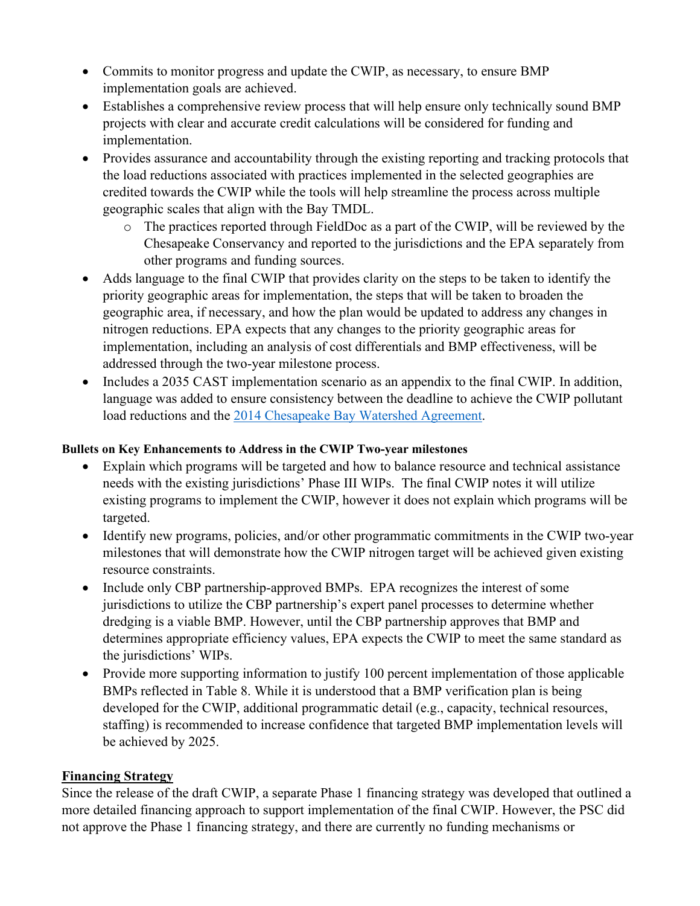- Commits to monitor progress and update the CWIP, as necessary, to ensure BMP implementation goals are achieved.
- Establishes a comprehensive review process that will help ensure only technically sound BMP projects with clear and accurate credit calculations will be considered for funding and implementation.
- Provides assurance and accountability through the existing reporting and tracking protocols that the load reductions associated with practices implemented in the selected geographies are credited towards the CWIP while the tools will help streamline the process across multiple geographic scales that align with the Bay TMDL.
    - The practices reported through FieldDoc as a part of the CWIP, will be reviewed by the Chesapeake Conservancy and reported to the jurisdictions and the EPA separately from other programs and funding sources.
- Adds language to the final CWIP that provides clarity on the steps to be taken to identify the priority geographic areas for implementation, the steps that will be taken to broaden the geographic area, if necessary, and how the plan would be updated to address any changes in nitrogen reductions. EPA expects that any changes to the priority geographic areas for implementation, including an analysis of cost differentials and BMP effectiveness, will be addressed through the two-year milestone process.
- Includes a 2035 CAST implementation scenario as an appendix to the final CWIP. In addition, language was added to ensure consistency between the deadline to achieve the CWIP pollutant load reductions and the 2014 Chesapeake Bay Watershed Agreement.

**Bullets on Key Enhancements to Address in the CWIP Two-year milestones**

- Explain which programs will be targeted and how to balance resource and technical assistance needs with the existing jurisdictions' Phase III WIPs. The final CWIP notes it will utilize existing programs to implement the CWIP, however it does not explain which programs will be targeted.
- Identify new programs, policies, and/or other programmatic commitments in the CWIP two-year milestones that will demonstrate how the CWIP nitrogen target will be achieved given existing resource constraints.
- Include only CBP partnership-approved BMPs. EPA recognizes the interest of some jurisdictions to utilize the CBP partnership's expert panel processes to determine whether dredging is a viable BMP. However, until the CBP partnership approves that BMP and determines appropriate efficiency values, EPA expects the CWIP to meet the same standard as the jurisdictions' WIPs.
- Provide more supporting information to justify 100 percent implementation of those applicable BMPs reflected in Table 8. While it is understood that a BMP verification plan is being developed for the CWIP, additional programmatic detail (e.g., capacity, technical resources, staffing) is recommended to increase confidence that targeted BMP implementation levels will be achieved by 2025.

## Financing Strategy

Since the release of the draft CWIP, a separate Phase 1 financing strategy was developed that outlined a more detailed financing approach to support implementation of the final CWIP. However, the PSC did not approve the Phase 1 financing strategy, and there are currently no funding mechanisms or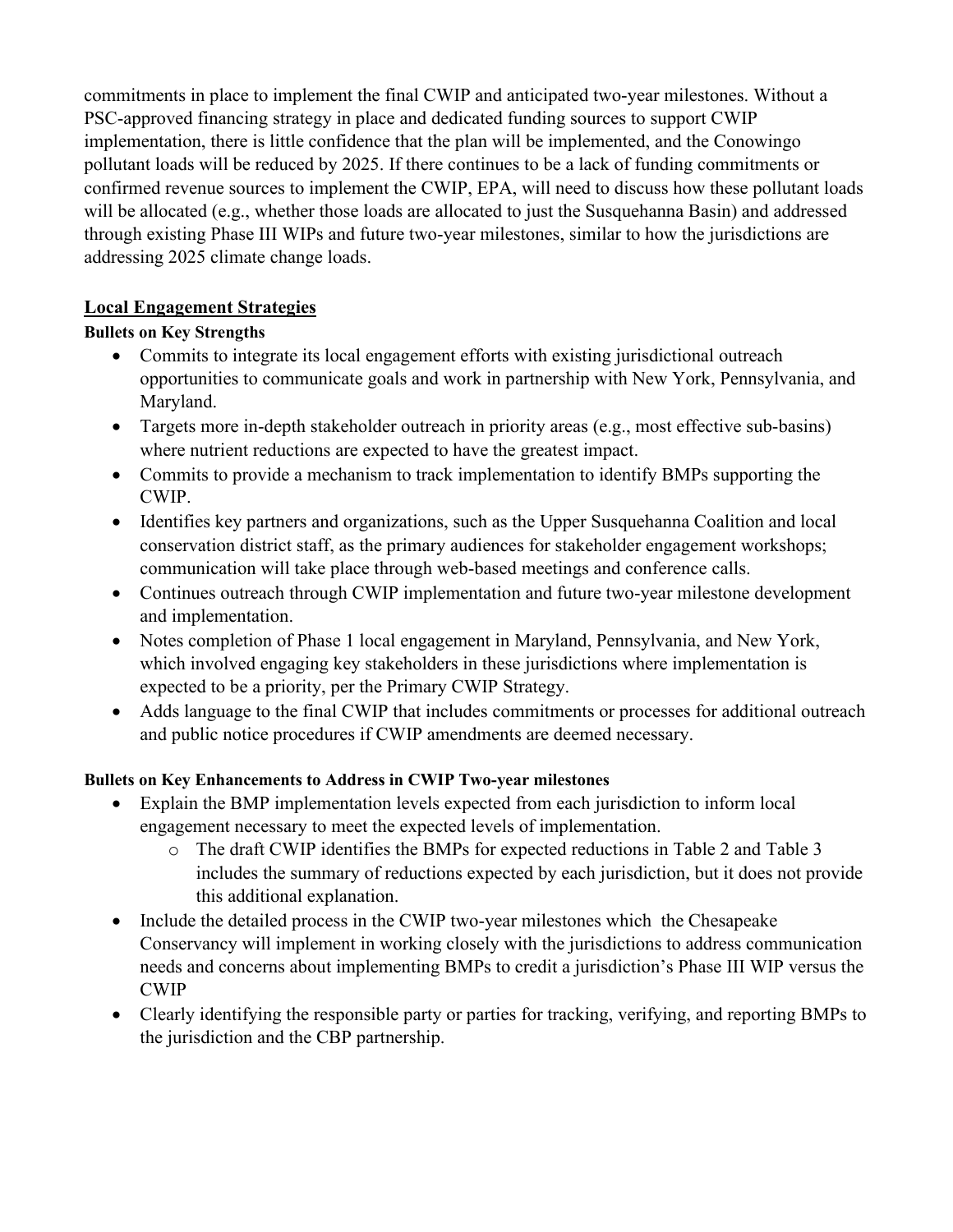commitments in place to implement the final CWIP and anticipated two-year milestones. Without a PSC-approved financing strategy in place and dedicated funding sources to support CWIP implementation, there is little confidence that the plan will be implemented, and the Conowingo pollutant loads will be reduced by 2025. If there continues to be a lack of funding commitments or confirmed revenue sources to implement the CWIP, EPA, will need to discuss how these pollutant loads will be allocated (e.g., whether those loads are allocated to just the Susquehanna Basin) and addressed through existing Phase III WIPs and future two-year milestones, similar to how the jurisdictions are addressing 2025 climate change loads.

## Local Engagement Strategies

**Bullets on Key Strengths**

- Commits to integrate its local engagement efforts with existing jurisdictional outreach opportunities to communicate goals and work in partnership with New York, Pennsylvania, and Maryland.
- Targets more in-depth stakeholder outreach in priority areas (e.g., most effective sub-basins) where nutrient reductions are expected to have the greatest impact.
- Commits to provide a mechanism to track implementation to identify BMPs supporting the CWIP.
- Identifies key partners and organizations, such as the Upper Susquehanna Coalition and local conservation district staff, as the primary audiences for stakeholder engagement workshops; communication will take place through web-based meetings and conference calls.
- Continues outreach through CWIP implementation and future two-year milestone development and implementation.
- Notes completion of Phase 1 local engagement in Maryland, Pennsylvania, and New York, which involved engaging key stakeholders in these jurisdictions where implementation is expected to be a priority, per the Primary CWIP Strategy.
- Adds language to the final CWIP that includes commitments or processes for additional outreach and public notice procedures if CWIP amendments are deemed necessary.

**Bullets on Key Enhancements to Address in CWIP Two-year milestones**

- Explain the BMP implementation levels expected from each jurisdiction to inform local engagement necessary to meet the expected levels of implementation.
    - The draft CWIP identifies the BMPs for expected reductions in Table 2 and Table 3 includes the summary of reductions expected by each jurisdiction, but it does not provide this additional explanation.
- Include the detailed process in the CWIP two-year milestones which the Chesapeake Conservancy will implement in working closely with the jurisdictions to address communication needs and concerns about implementing BMPs to credit a jurisdiction's Phase III WIP versus the CWIP
- Clearly identifying the responsible party or parties for tracking, verifying, and reporting BMPs to the jurisdiction and the CBP partnership.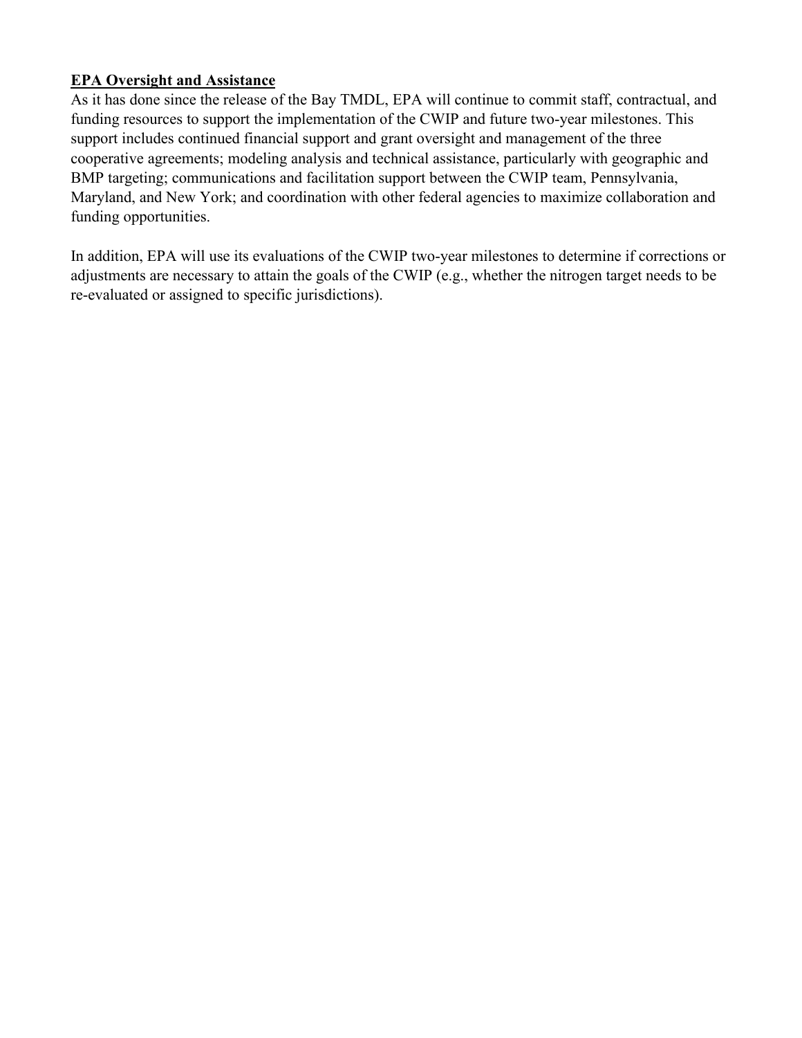**EPA Oversight and Assistance**

As it has done since the release of the Bay TMDL, EPA will continue to commit staff, contractual, and funding resources to support the implementation of the CWIP and future two-year milestones. This support includes continued financial support and grant oversight and management of the three cooperative agreements; modeling analysis and technical assistance, particularly with geographic and BMP targeting; communications and facilitation support between the CWIP team, Pennsylvania, Maryland, and New York; and coordination with other federal agencies to maximize collaboration and funding opportunities.

In addition, EPA will use its evaluations of the CWIP two-year milestones to determine if corrections or adjustments are necessary to attain the goals of the CWIP (e.g., whether the nitrogen target needs to be re-evaluated or assigned to specific jurisdictions).